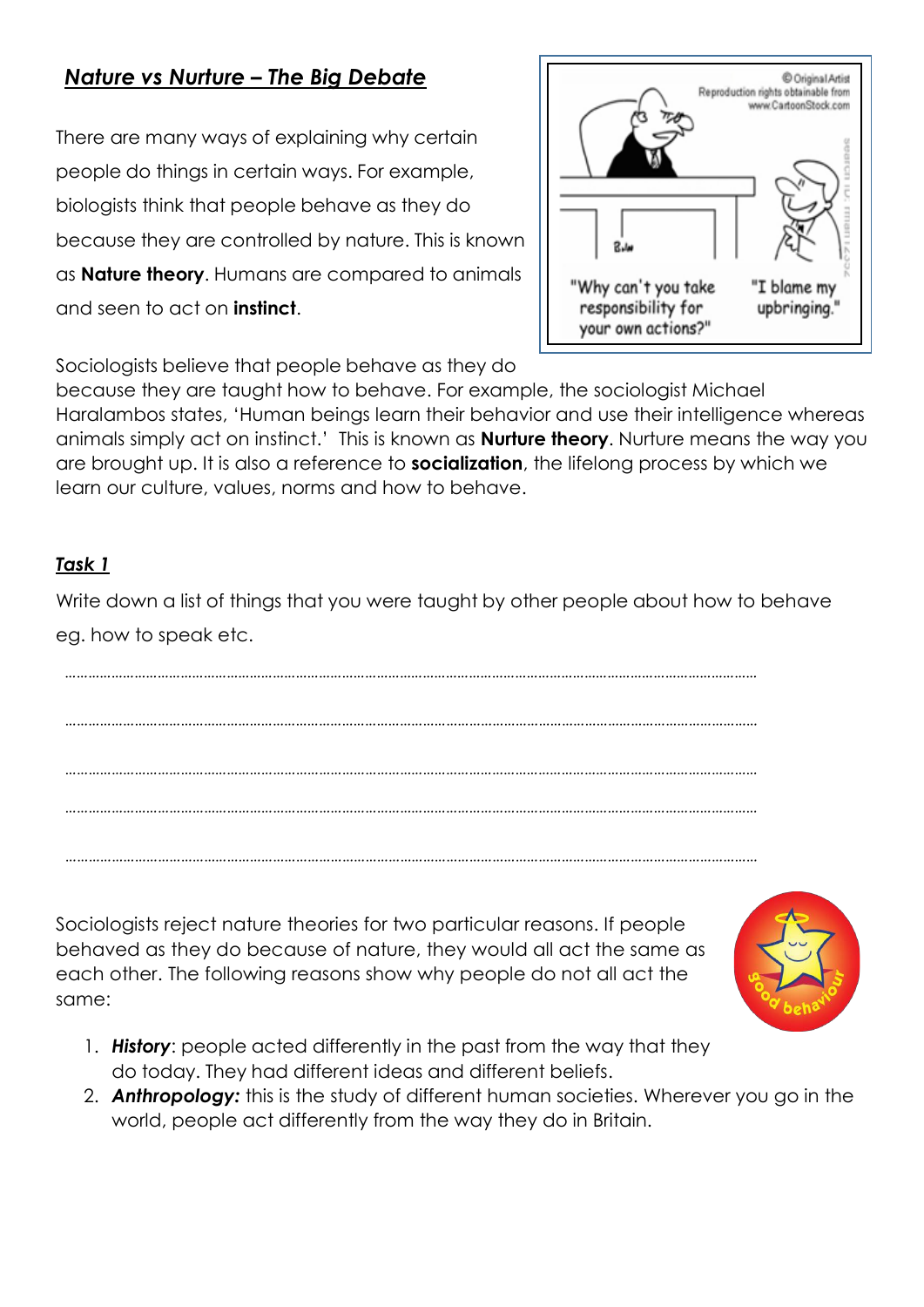## ***Nature vs Nurture – The Big Debate***

There are many ways of explaining why certain people do things in certain ways. For example, biologists think that people behave as they do because they are controlled by nature. This is known as **Nature theory**. Humans are compared to animals and seen to act on **instinct**.

Sociologists believe that people behave as they do because they are taught how to behave. For example, the sociologist Michael Haralambos states, 'Human beings learn their behavior and use their intelligence whereas animals simply act on instinct.' This is known as **Nurture theory**. Nurture means the way you are brought up. It is also a reference to **socialization**, the lifelong process by which we learn our culture, values, norms and how to behave.

### ***Task 1***

Write down a list of things that you were taught by other people about how to behave eg. how to speak etc.

……………………………………………………………………………………………………………………………………………

……………………………………………………………………………………………………………………………………………

……………………………………………………………………………………………………………………………………………

……………………………………………………………………………………………………………………………………………

……………………………………………………………………………………………………………………………………………

Sociologists reject nature theories for two particular reasons. If people behaved as they do because of nature, they would all act the same as each other. The following reasons show why people do not all act the same:

1. ***History***: people acted differently in the past from the way that they do today. They had different ideas and different beliefs.
2. ***Anthropology:*** this is the study of different human societies. Wherever you go in the world, people act differently from the way they do in Britain.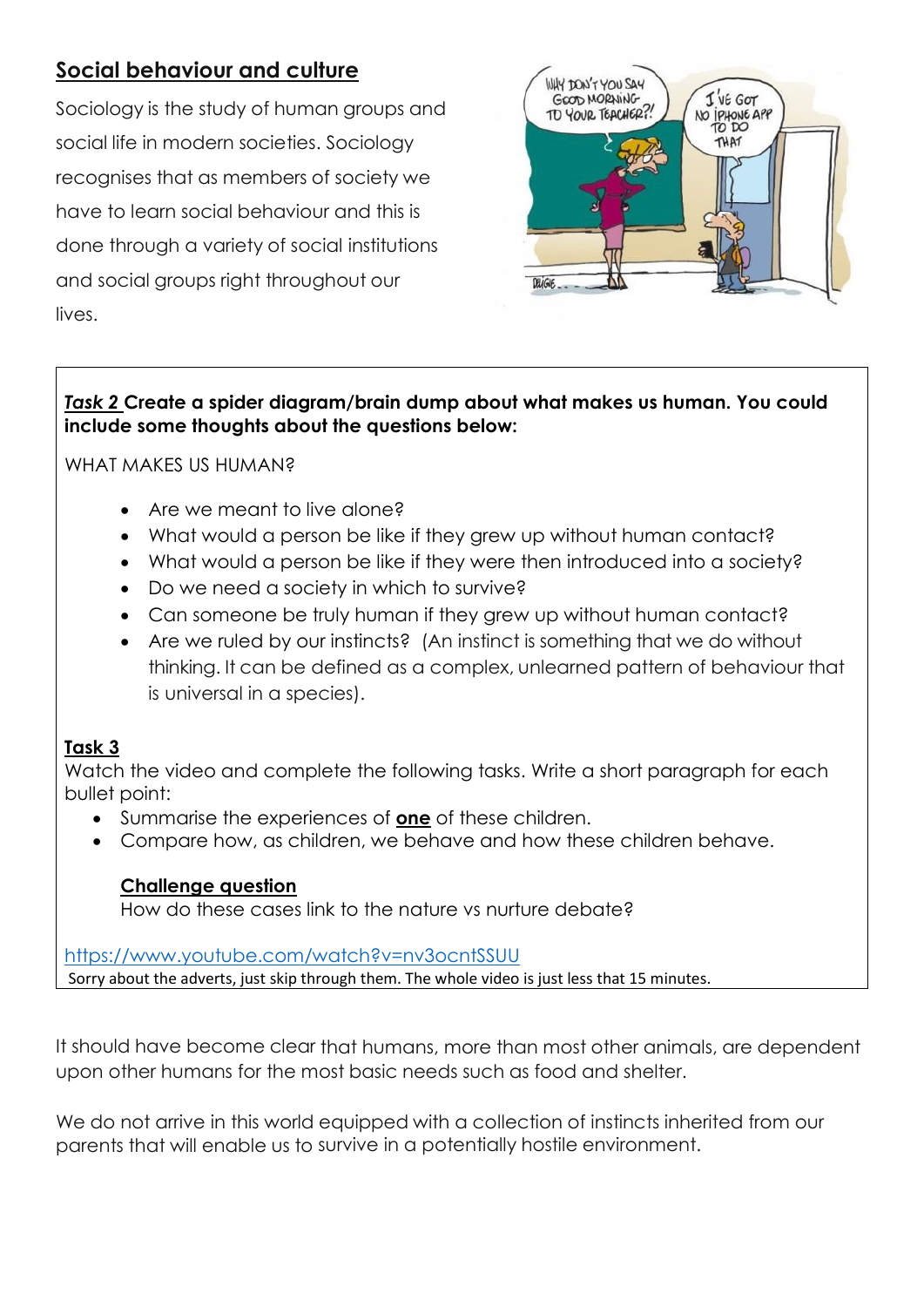## Social behaviour and culture

Sociology is the study of human groups and social life in modern societies. Sociology recognises that as members of society we have to learn social behaviour and this is done through a variety of social institutions and social groups right throughout our lives.

***Task 2*** **Create a spider diagram/brain dump about what makes us human. You could include some thoughts about the questions below:**

WHAT MAKES US HUMAN?

- Are we meant to live alone?
- What would a person be like if they grew up without human contact?
- What would a person be like if they were then introduced into a society?
- Do we need a society in which to survive?
- Can someone be truly human if they grew up without human contact?
- Are we ruled by our instincts? (An instinct is something that we do without thinking. It can be defined as a complex, unlearned pattern of behaviour that is universal in a species).

**Task 3**

Watch the video and complete the following tasks. Write a short paragraph for each bullet point:

- Summarise the experiences of **one** of these children.
- Compare how, as children, we behave and how these children behave.

**Challenge question**

How do these cases link to the nature vs nurture debate?

https://www.youtube.com/watch?v=nv3ocntSSUU

Sorry about the adverts, just skip through them. The whole video is just less that 15 minutes.

It should have become clear that humans, more than most other animals, are dependent upon other humans for the most basic needs such as food and shelter.

We do not arrive in this world equipped with a collection of instincts inherited from our parents that will enable us to survive in a potentially hostile environment.